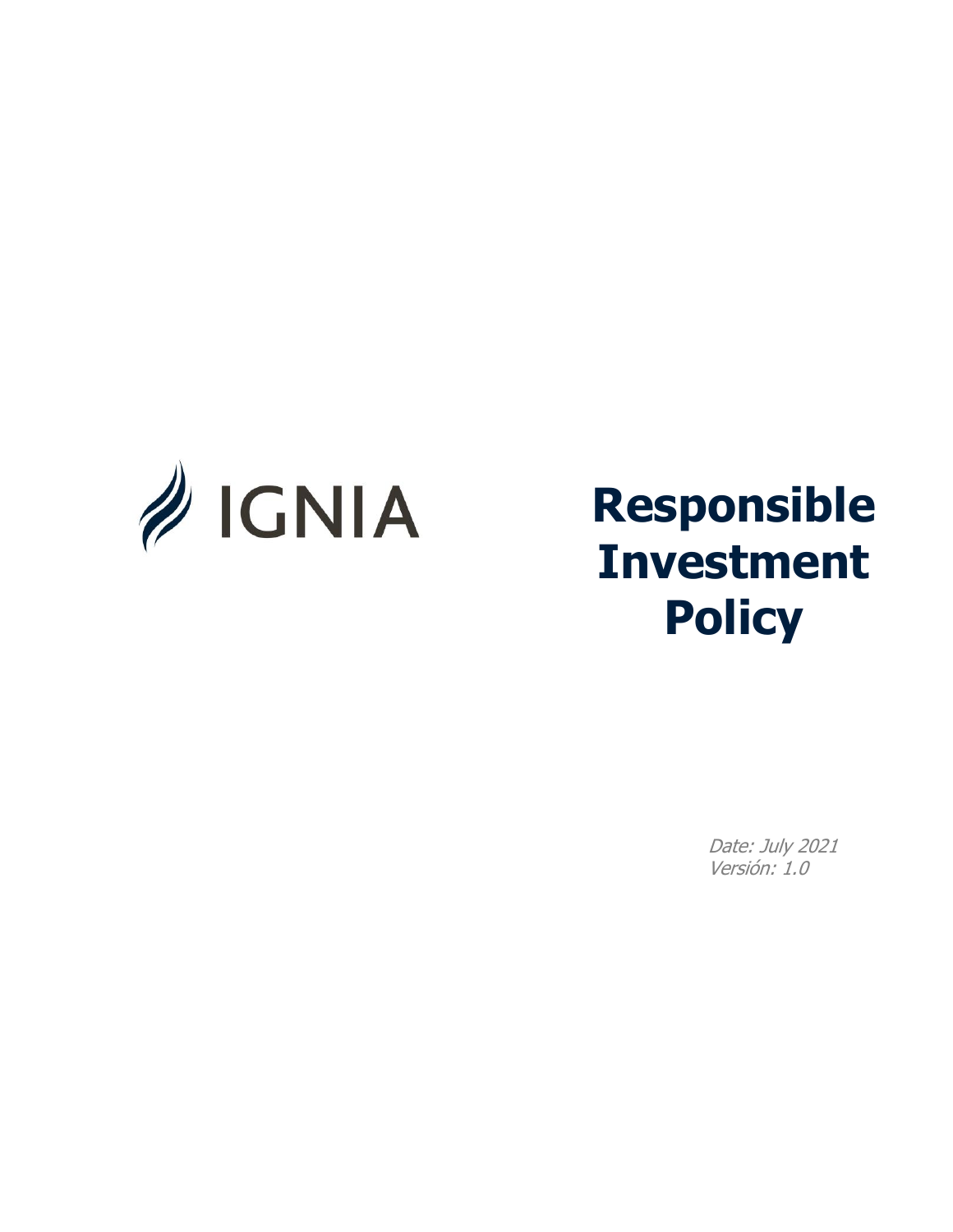IGNIA

# Responsible Investment Policy

*Date: July 2021*
*Versión: 1.0*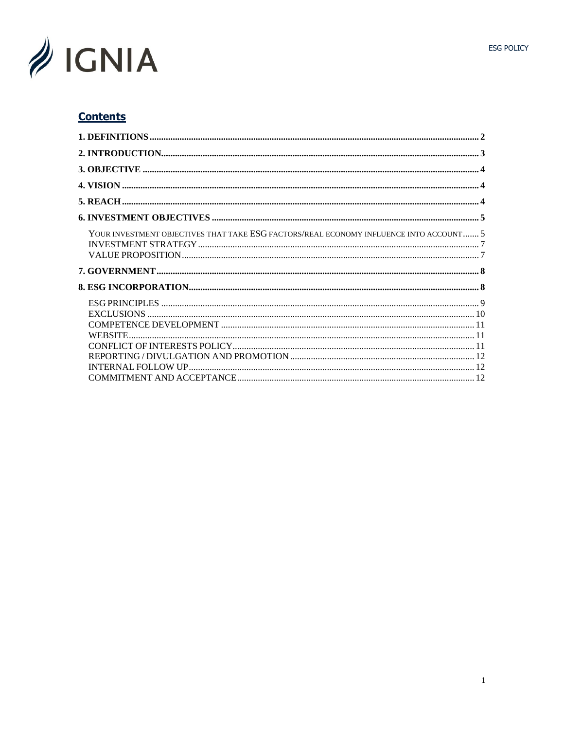## Contents

1. DEFINITIONS ..... 2
2. INTRODUCTION ..... 3
3. OBJECTIVE ..... 4
4. VISION ..... 4
5. REACH ..... 4
6. INVESTMENT OBJECTIVES ..... 5
   - YOUR INVESTMENT OBJECTIVES THAT TAKE ESG FACTORS/REAL ECONOMY INFLUENCE INTO ACCOUNT ..... 5
   - INVESTMENT STRATEGY ..... 7
   - VALUE PROPOSITION ..... 7
7. GOVERNMENT ..... 8
8. ESG INCORPORATION ..... 8
   - ESG PRINCIPLES ..... 9
   - EXCLUSIONS ..... 10
   - COMPETENCE DEVELOPMENT ..... 11
   - WEBSITE ..... 11
   - CONFLICT OF INTERESTS POLICY ..... 11
   - REPORTING / DIVULGATION AND PROMOTION ..... 12
   - INTERNAL FOLLOW UP ..... 12
   - COMMITMENT AND ACCEPTANCE ..... 12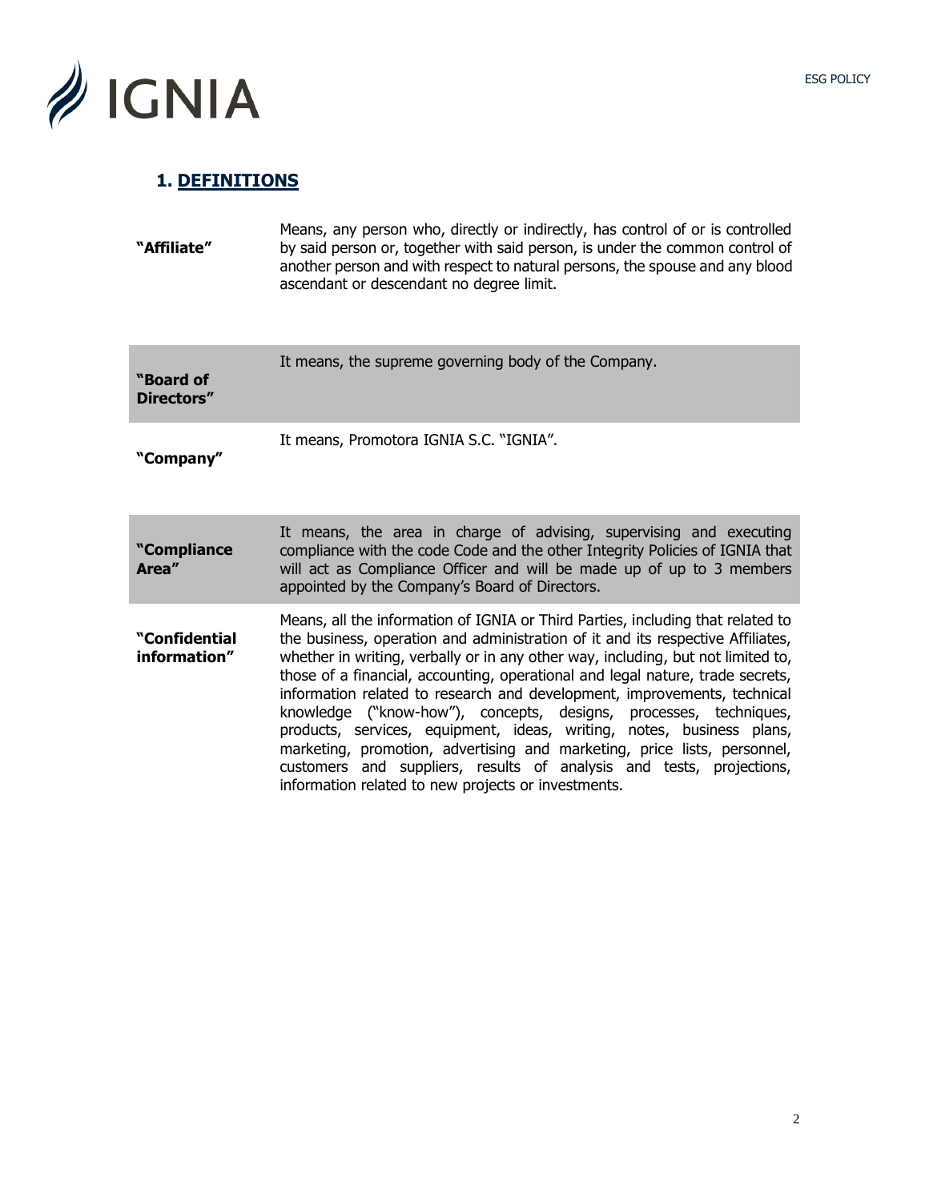## 1. DEFINITIONS

| | |
|---|---|
| **"Affiliate"** | Means, any person who, directly or indirectly, has control of or is controlled by said person or, together with said person, is under the common control of another person and with respect to natural persons, the spouse and any blood ascendant or descendant no degree limit. |
| **"Board of Directors"** | It means, the supreme governing body of the Company. |
| **"Company"** | It means, Promotora IGNIA S.C. "IGNIA". |
| **"Compliance Area"** | It means, the area in charge of advising, supervising and executing compliance with the code Code and the other Integrity Policies of IGNIA that will act as Compliance Officer and will be made up of up to 3 members appointed by the Company's Board of Directors. |
| **"Confidential information"** | Means, all the information of IGNIA or Third Parties, including that related to the business, operation and administration of it and its respective Affiliates, whether in writing, verbally or in any other way, including, but not limited to, those of a financial, accounting, operational and legal nature, trade secrets, information related to research and development, improvements, technical knowledge ("know-how"), concepts, designs, processes, techniques, products, services, equipment, ideas, writing, notes, business plans, marketing, promotion, advertising and marketing, price lists, personnel, customers and suppliers, results of analysis and tests, projections, information related to new projects or investments. |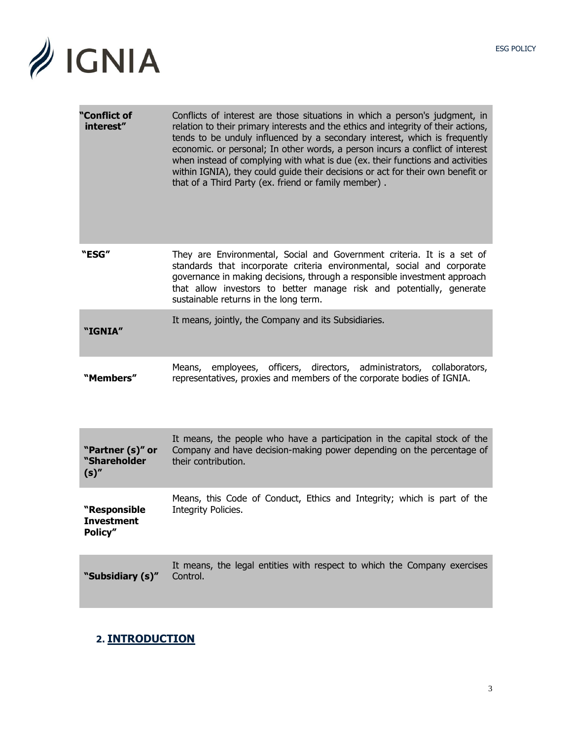| | |
|---|---|
| **"Conflict of interest"** | Conflicts of interest are those situations in which a person's judgment, in relation to their primary interests and the ethics and integrity of their actions, tends to be unduly influenced by a secondary interest, which is frequently economic. or personal; In other words, a person incurs a conflict of interest when instead of complying with what is due (ex. their functions and activities within IGNIA), they could guide their decisions or act for their own benefit or that of a Third Party (ex. friend or family member) . |
| **"ESG"** | They are Environmental, Social and Government criteria. It is a set of standards that incorporate criteria environmental, social and corporate governance in making decisions, through a responsible investment approach that allow investors to better manage risk and potentially, generate sustainable returns in the long term. |
| **"IGNIA"** | It means, jointly, the Company and its Subsidiaries. |
| **"Members"** | Means, employees, officers, directors, administrators, collaborators, representatives, proxies and members of the corporate bodies of IGNIA. |
| **"Partner (s)" or "Shareholder (s)"** | It means, the people who have a participation in the capital stock of the Company and have decision-making power depending on the percentage of their contribution. |
| **"Responsible Investment Policy"** | Means, this Code of Conduct, Ethics and Integrity; which is part of the Integrity Policies. |
| **"Subsidiary (s)"** | It means, the legal entities with respect to which the Company exercises Control. |

## 2. INTRODUCTION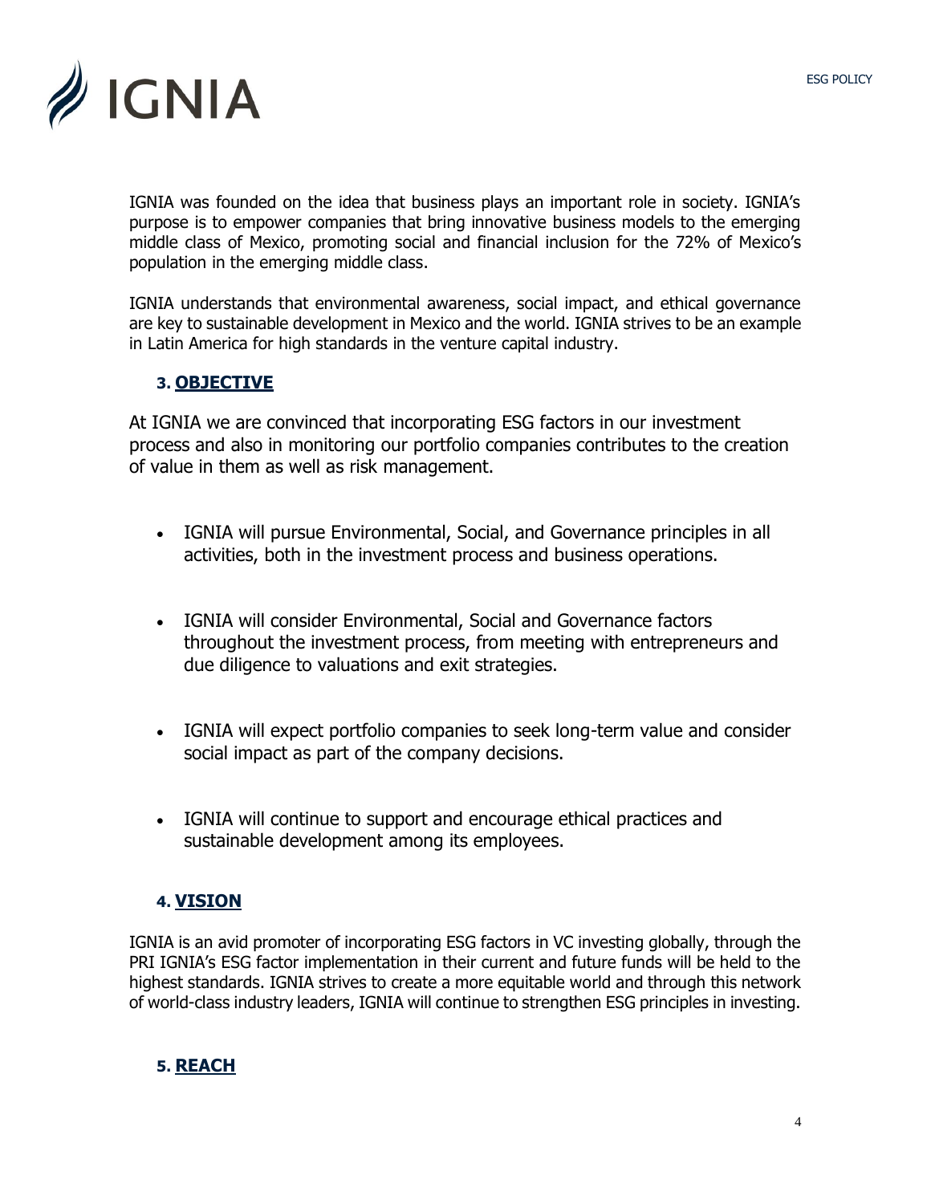IGNIA was founded on the idea that business plays an important role in society. IGNIA's purpose is to empower companies that bring innovative business models to the emerging middle class of Mexico, promoting social and financial inclusion for the 72% of Mexico's population in the emerging middle class.

IGNIA understands that environmental awareness, social impact, and ethical governance are key to sustainable development in Mexico and the world. IGNIA strives to be an example in Latin America for high standards in the venture capital industry.

## 3. OBJECTIVE

At IGNIA we are convinced that incorporating ESG factors in our investment process and also in monitoring our portfolio companies contributes to the creation of value in them as well as risk management.

- IGNIA will pursue Environmental, Social, and Governance principles in all activities, both in the investment process and business operations.
- IGNIA will consider Environmental, Social and Governance factors throughout the investment process, from meeting with entrepreneurs and due diligence to valuations and exit strategies.
- IGNIA will expect portfolio companies to seek long-term value and consider social impact as part of the company decisions.
- IGNIA will continue to support and encourage ethical practices and sustainable development among its employees.

## 4. VISION

IGNIA is an avid promoter of incorporating ESG factors in VC investing globally, through the PRI IGNIA's ESG factor implementation in their current and future funds will be held to the highest standards. IGNIA strives to create a more equitable world and through this network of world-class industry leaders, IGNIA will continue to strengthen ESG principles in investing.

## 5. REACH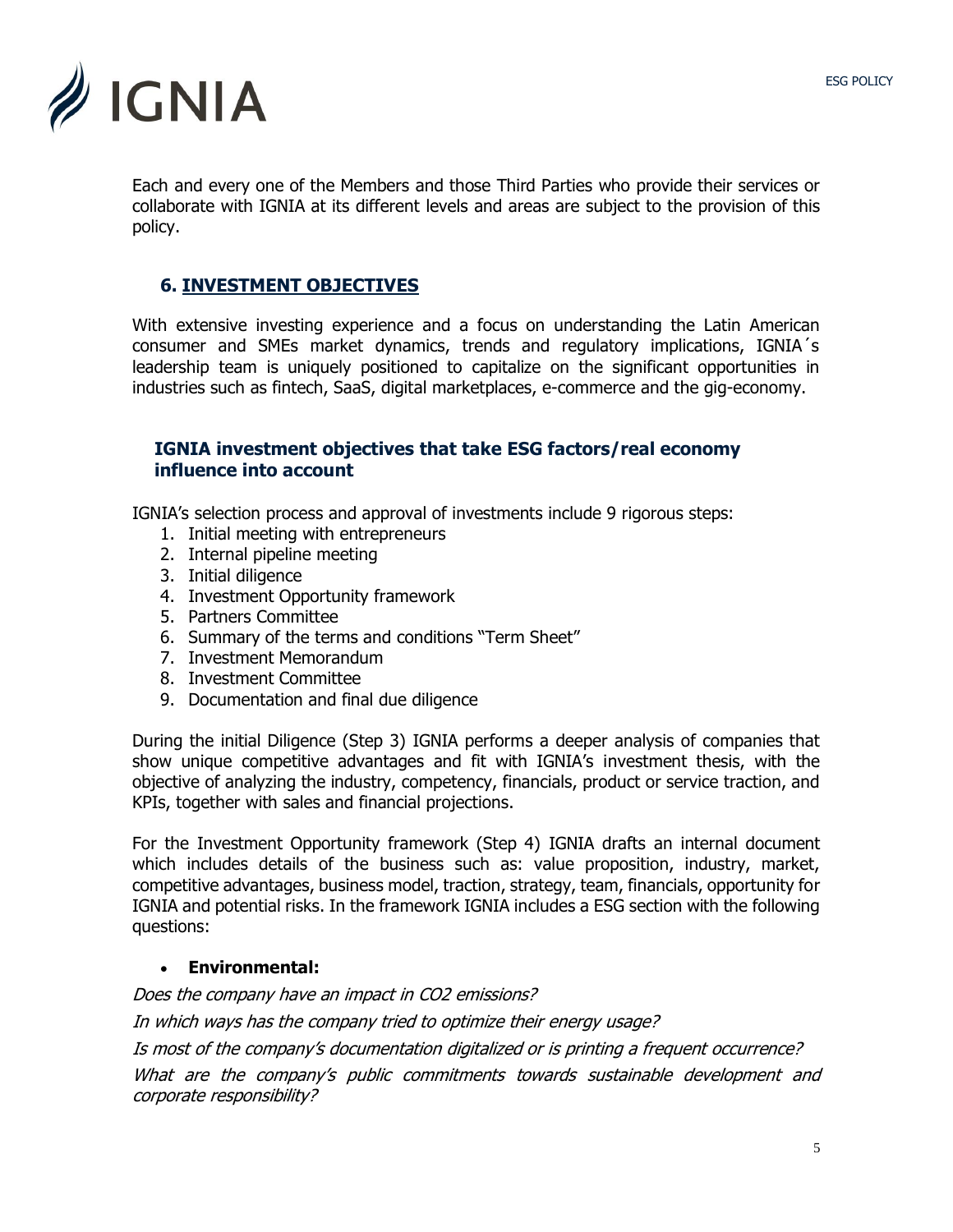Each and every one of the Members and those Third Parties who provide their services or collaborate with IGNIA at its different levels and areas are subject to the provision of this policy.

## 6. INVESTMENT OBJECTIVES

With extensive investing experience and a focus on understanding the Latin American consumer and SMEs market dynamics, trends and regulatory implications, IGNIA´s leadership team is uniquely positioned to capitalize on the significant opportunities in industries such as fintech, SaaS, digital marketplaces, e-commerce and the gig-economy.

### IGNIA investment objectives that take ESG factors/real economy influence into account

IGNIA's selection process and approval of investments include 9 rigorous steps:

1. Initial meeting with entrepreneurs
2. Internal pipeline meeting
3. Initial diligence
4. Investment Opportunity framework
5. Partners Committee
6. Summary of the terms and conditions "Term Sheet"
7. Investment Memorandum
8. Investment Committee
9. Documentation and final due diligence

During the initial Diligence (Step 3) IGNIA performs a deeper analysis of companies that show unique competitive advantages and fit with IGNIA's investment thesis, with the objective of analyzing the industry, competency, financials, product or service traction, and KPIs, together with sales and financial projections.

For the Investment Opportunity framework (Step 4) IGNIA drafts an internal document which includes details of the business such as: value proposition, industry, market, competitive advantages, business model, traction, strategy, team, financials, opportunity for IGNIA and potential risks. In the framework IGNIA includes a ESG section with the following questions:

- **Environmental:**

*Does the company have an impact in $CO_2$ emissions?*

*In which ways has the company tried to optimize their energy usage?*

*Is most of the company's documentation digitalized or is printing a frequent occurrence?*

*What are the company's public commitments towards sustainable development and corporate responsibility?*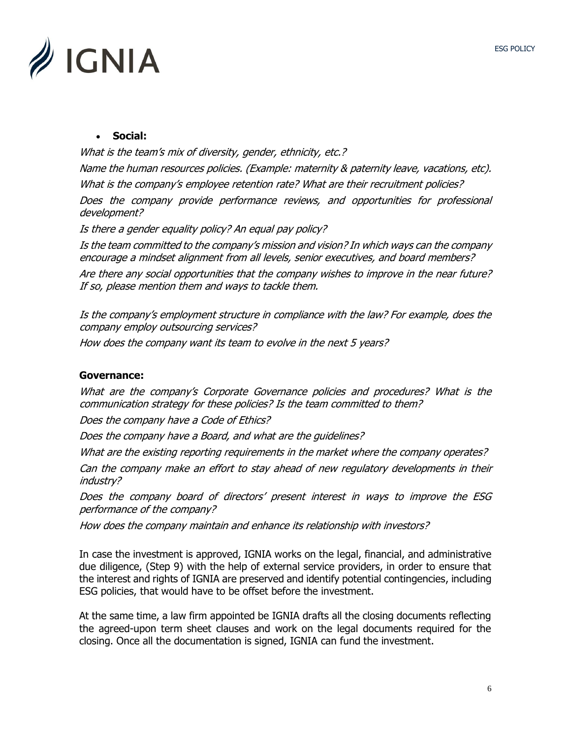- **Social:**

*What is the team's mix of diversity, gender, ethnicity, etc.?*

*Name the human resources policies. (Example: maternity & paternity leave, vacations, etc).*

*What is the company's employee retention rate? What are their recruitment policies?*

*Does the company provide performance reviews, and opportunities for professional development?*

*Is there a gender equality policy? An equal pay policy?*

*Is the team committed to the company's mission and vision? In which ways can the company encourage a mindset alignment from all levels, senior executives, and board members?*

*Are there any social opportunities that the company wishes to improve in the near future? If so, please mention them and ways to tackle them.*

*Is the company's employment structure in compliance with the law? For example, does the company employ outsourcing services?*

*How does the company want its team to evolve in the next 5 years?*

**Governance:**

*What are the company's Corporate Governance policies and procedures? What is the communication strategy for these policies? Is the team committed to them?*

*Does the company have a Code of Ethics?*

*Does the company have a Board, and what are the guidelines?*

*What are the existing reporting requirements in the market where the company operates?*

*Can the company make an effort to stay ahead of new regulatory developments in their industry?*

*Does the company board of directors' present interest in ways to improve the ESG performance of the company?*

*How does the company maintain and enhance its relationship with investors?*

In case the investment is approved, IGNIA works on the legal, financial, and administrative due diligence, (Step 9) with the help of external service providers, in order to ensure that the interest and rights of IGNIA are preserved and identify potential contingencies, including ESG policies, that would have to be offset before the investment.

At the same time, a law firm appointed be IGNIA drafts all the closing documents reflecting the agreed-upon term sheet clauses and work on the legal documents required for the closing. Once all the documentation is signed, IGNIA can fund the investment.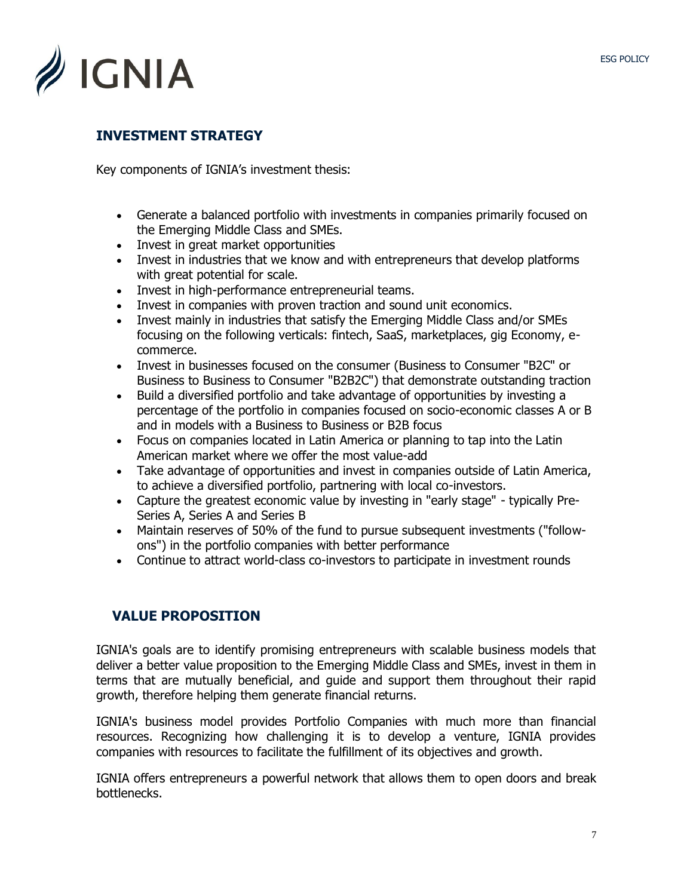## INVESTMENT STRATEGY

Key components of IGNIA's investment thesis:

- Generate a balanced portfolio with investments in companies primarily focused on the Emerging Middle Class and SMEs.
- Invest in great market opportunities
- Invest in industries that we know and with entrepreneurs that develop platforms with great potential for scale.
- Invest in high-performance entrepreneurial teams.
- Invest in companies with proven traction and sound unit economics.
- Invest mainly in industries that satisfy the Emerging Middle Class and/or SMEs focusing on the following verticals: fintech, SaaS, marketplaces, gig Economy, e-commerce.
- Invest in businesses focused on the consumer (Business to Consumer "B2C" or Business to Business to Consumer "B2B2C") that demonstrate outstanding traction
- Build a diversified portfolio and take advantage of opportunities by investing a percentage of the portfolio in companies focused on socio-economic classes A or B and in models with a Business to Business or B2B focus
- Focus on companies located in Latin America or planning to tap into the Latin American market where we offer the most value-add
- Take advantage of opportunities and invest in companies outside of Latin America, to achieve a diversified portfolio, partnering with local co-investors.
- Capture the greatest economic value by investing in "early stage" - typically Pre-Series A, Series A and Series B
- Maintain reserves of 50% of the fund to pursue subsequent investments ("follow-ons") in the portfolio companies with better performance
- Continue to attract world-class co-investors to participate in investment rounds

## VALUE PROPOSITION

IGNIA's goals are to identify promising entrepreneurs with scalable business models that deliver a better value proposition to the Emerging Middle Class and SMEs, invest in them in terms that are mutually beneficial, and guide and support them throughout their rapid growth, therefore helping them generate financial returns.

IGNIA's business model provides Portfolio Companies with much more than financial resources. Recognizing how challenging it is to develop a venture, IGNIA provides companies with resources to facilitate the fulfillment of its objectives and growth.

IGNIA offers entrepreneurs a powerful network that allows them to open doors and break bottlenecks.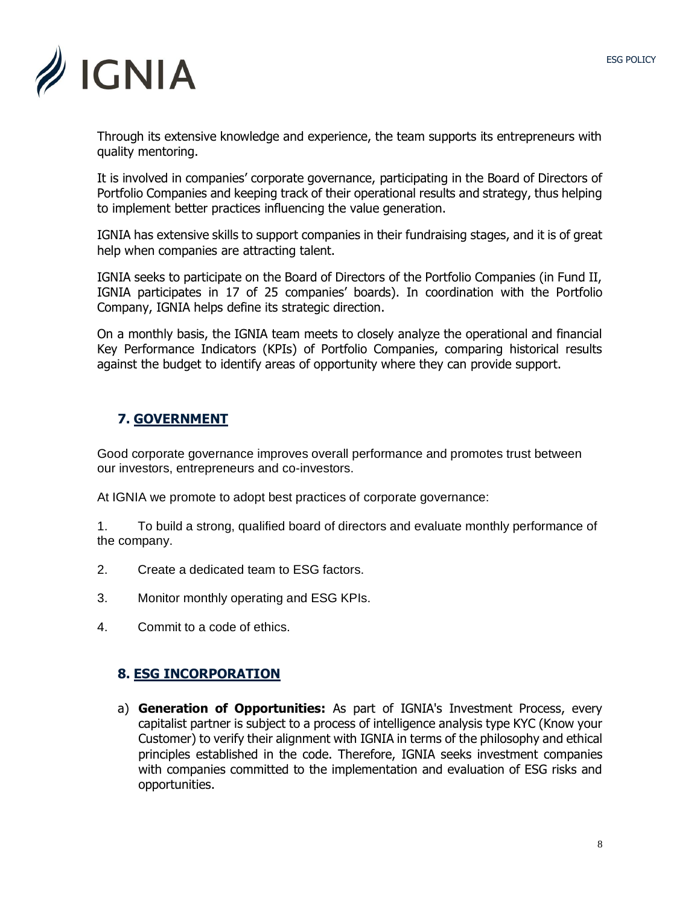Through its extensive knowledge and experience, the team supports its entrepreneurs with quality mentoring.

It is involved in companies' corporate governance, participating in the Board of Directors of Portfolio Companies and keeping track of their operational results and strategy, thus helping to implement better practices influencing the value generation.

IGNIA has extensive skills to support companies in their fundraising stages, and it is of great help when companies are attracting talent.

IGNIA seeks to participate on the Board of Directors of the Portfolio Companies (in Fund II, IGNIA participates in 17 of 25 companies' boards). In coordination with the Portfolio Company, IGNIA helps define its strategic direction.

On a monthly basis, the IGNIA team meets to closely analyze the operational and financial Key Performance Indicators (KPIs) of Portfolio Companies, comparing historical results against the budget to identify areas of opportunity where they can provide support.

## 7. GOVERNMENT

Good corporate governance improves overall performance and promotes trust between our investors, entrepreneurs and co-investors.

At IGNIA we promote to adopt best practices of corporate governance:

1. To build a strong, qualified board of directors and evaluate monthly performance of the company.
2. Create a dedicated team to ESG factors.
3. Monitor monthly operating and ESG KPIs.
4. Commit to a code of ethics.

## 8. ESG INCORPORATION

a) **Generation of Opportunities:** As part of IGNIA's Investment Process, every capitalist partner is subject to a process of intelligence analysis type KYC (Know your Customer) to verify their alignment with IGNIA in terms of the philosophy and ethical principles established in the code. Therefore, IGNIA seeks investment companies with companies committed to the implementation and evaluation of ESG risks and opportunities.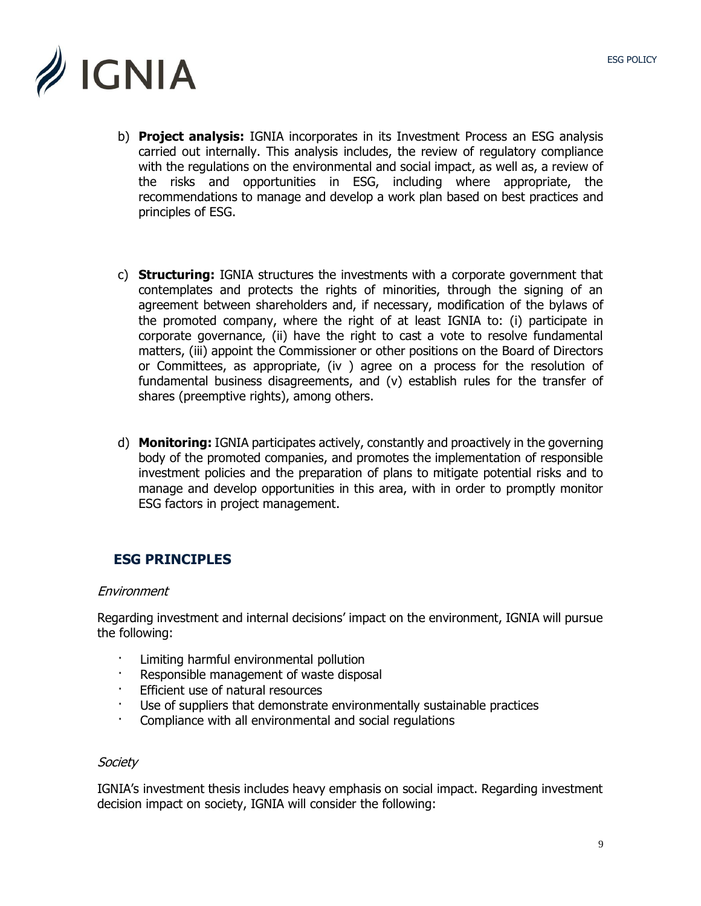b) **Project analysis:** IGNIA incorporates in its Investment Process an ESG analysis carried out internally. This analysis includes, the review of regulatory compliance with the regulations on the environmental and social impact, as well as, a review of the risks and opportunities in ESG, including where appropriate, the recommendations to manage and develop a work plan based on best practices and principles of ESG.

c) **Structuring:** IGNIA structures the investments with a corporate government that contemplates and protects the rights of minorities, through the signing of an agreement between shareholders and, if necessary, modification of the bylaws of the promoted company, where the right of at least IGNIA to: (i) participate in corporate governance, (ii) have the right to cast a vote to resolve fundamental matters, (iii) appoint the Commissioner or other positions on the Board of Directors or Committees, as appropriate, (iv ) agree on a process for the resolution of fundamental business disagreements, and (v) establish rules for the transfer of shares (preemptive rights), among others.

d) **Monitoring:** IGNIA participates actively, constantly and proactively in the governing body of the promoted companies, and promotes the implementation of responsible investment policies and the preparation of plans to mitigate potential risks and to manage and develop opportunities in this area, with in order to promptly monitor ESG factors in project management.

## ESG PRINCIPLES

*Environment*

Regarding investment and internal decisions' impact on the environment, IGNIA will pursue the following:

- Limiting harmful environmental pollution
- Responsible management of waste disposal
- Efficient use of natural resources
- Use of suppliers that demonstrate environmentally sustainable practices
- Compliance with all environmental and social regulations

*Society*

IGNIA's investment thesis includes heavy emphasis on social impact. Regarding investment decision impact on society, IGNIA will consider the following: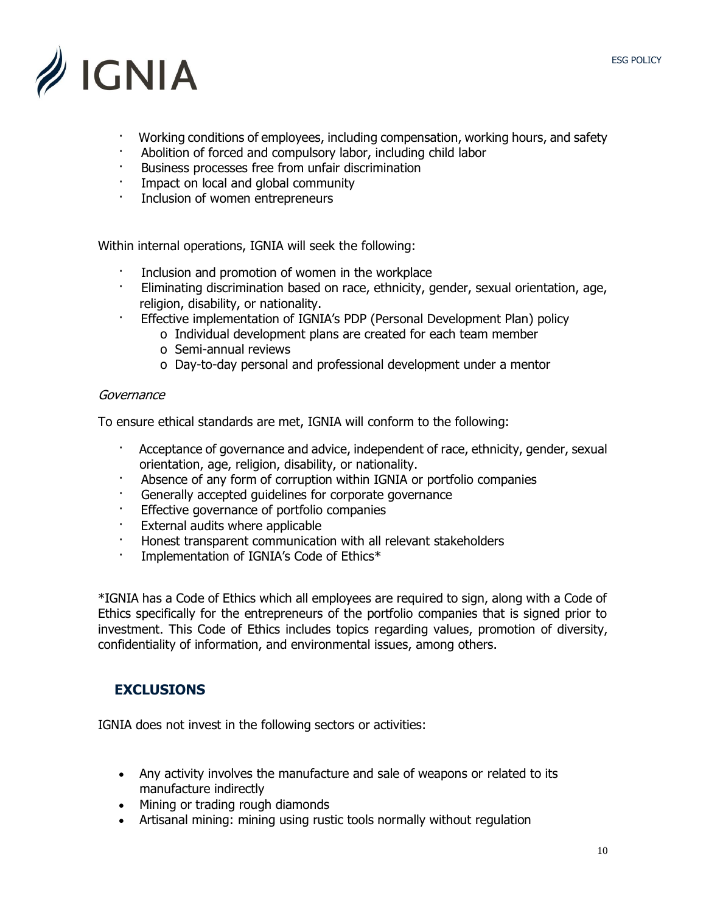- Working conditions of employees, including compensation, working hours, and safety
- Abolition of forced and compulsory labor, including child labor
- Business processes free from unfair discrimination
- Impact on local and global community
- Inclusion of women entrepreneurs

Within internal operations, IGNIA will seek the following:

- Inclusion and promotion of women in the workplace
- Eliminating discrimination based on race, ethnicity, gender, sexual orientation, age, religion, disability, or nationality.
- Effective implementation of IGNIA's PDP (Personal Development Plan) policy
    - Individual development plans are created for each team member
    - Semi-annual reviews
    - Day-to-day personal and professional development under a mentor

*Governance*

To ensure ethical standards are met, IGNIA will conform to the following:

- Acceptance of governance and advice, independent of race, ethnicity, gender, sexual orientation, age, religion, disability, or nationality.
- Absence of any form of corruption within IGNIA or portfolio companies
- Generally accepted guidelines for corporate governance
- Effective governance of portfolio companies
- External audits where applicable
- Honest transparent communication with all relevant stakeholders
- Implementation of IGNIA's Code of Ethics*

*IGNIA has a Code of Ethics which all employees are required to sign, along with a Code of Ethics specifically for the entrepreneurs of the portfolio companies that is signed prior to investment. This Code of Ethics includes topics regarding values, promotion of diversity, confidentiality of information, and environmental issues, among others.

## EXCLUSIONS

IGNIA does not invest in the following sectors or activities:

- Any activity involves the manufacture and sale of weapons or related to its manufacture indirectly
- Mining or trading rough diamonds
- Artisanal mining: mining using rustic tools normally without regulation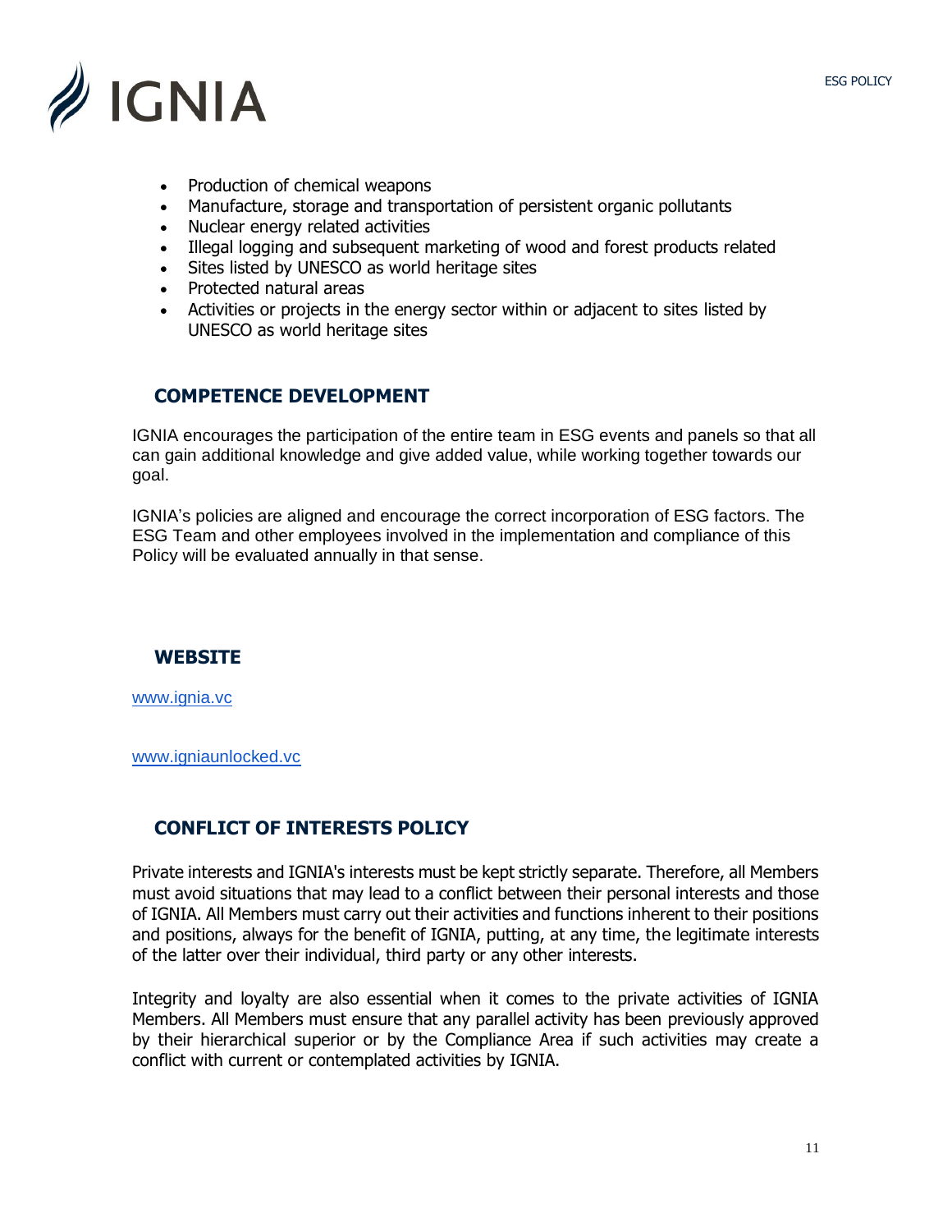- Production of chemical weapons
- Manufacture, storage and transportation of persistent organic pollutants
- Nuclear energy related activities
- Illegal logging and subsequent marketing of wood and forest products related
- Sites listed by UNESCO as world heritage sites
- Protected natural areas
- Activities or projects in the energy sector within or adjacent to sites listed by UNESCO as world heritage sites

## COMPETENCE DEVELOPMENT

IGNIA encourages the participation of the entire team in ESG events and panels so that all can gain additional knowledge and give added value, while working together towards our goal.

IGNIA's policies are aligned and encourage the correct incorporation of ESG factors. The ESG Team and other employees involved in the implementation and compliance of this Policy will be evaluated annually in that sense.

## WEBSITE

www.ignia.vc

www.igniaunlocked.vc

## CONFLICT OF INTERESTS POLICY

Private interests and IGNIA's interests must be kept strictly separate. Therefore, all Members must avoid situations that may lead to a conflict between their personal interests and those of IGNIA. All Members must carry out their activities and functions inherent to their positions and positions, always for the benefit of IGNIA, putting, at any time, the legitimate interests of the latter over their individual, third party or any other interests.

Integrity and loyalty are also essential when it comes to the private activities of IGNIA Members. All Members must ensure that any parallel activity has been previously approved by their hierarchical superior or by the Compliance Area if such activities may create a conflict with current or contemplated activities by IGNIA.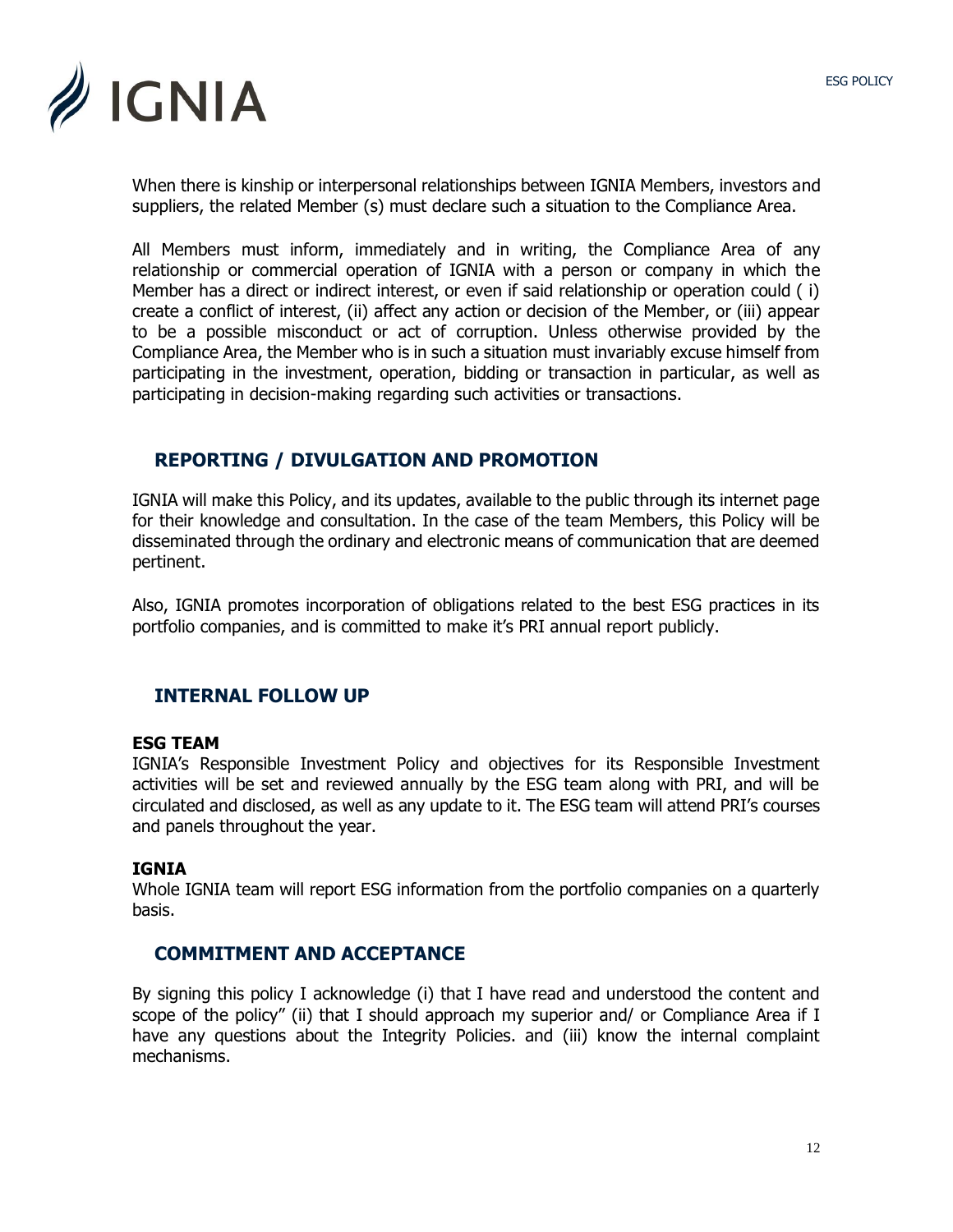When there is kinship or interpersonal relationships between IGNIA Members, investors and suppliers, the related Member (s) must declare such a situation to the Compliance Area.

All Members must inform, immediately and in writing, the Compliance Area of any relationship or commercial operation of IGNIA with a person or company in which the Member has a direct or indirect interest, or even if said relationship or operation could ( i) create a conflict of interest, (ii) affect any action or decision of the Member, or (iii) appear to be a possible misconduct or act of corruption. Unless otherwise provided by the Compliance Area, the Member who is in such a situation must invariably excuse himself from participating in the investment, operation, bidding or transaction in particular, as well as participating in decision-making regarding such activities or transactions.

## REPORTING / DIVULGATION AND PROMOTION

IGNIA will make this Policy, and its updates, available to the public through its internet page for their knowledge and consultation. In the case of the team Members, this Policy will be disseminated through the ordinary and electronic means of communication that are deemed pertinent.

Also, IGNIA promotes incorporation of obligations related to the best ESG practices in its portfolio companies, and is committed to make it's PRI annual report publicly.

## INTERNAL FOLLOW UP

**ESG TEAM**

IGNIA's Responsible Investment Policy and objectives for its Responsible Investment activities will be set and reviewed annually by the ESG team along with PRI, and will be circulated and disclosed, as well as any update to it. The ESG team will attend PRI's courses and panels throughout the year.

**IGNIA**

Whole IGNIA team will report ESG information from the portfolio companies on a quarterly basis.

## COMMITMENT AND ACCEPTANCE

By signing this policy I acknowledge (i) that I have read and understood the content and scope of the policy" (ii) that I should approach my superior and/ or Compliance Area if I have any questions about the Integrity Policies. and (iii) know the internal complaint mechanisms.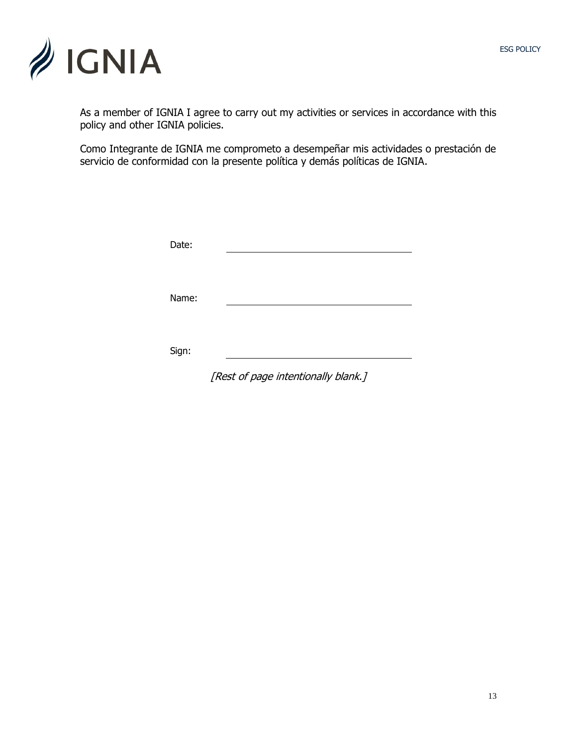As a member of IGNIA I agree to carry out my activities or services in accordance with this policy and other IGNIA policies.

Como Integrante de IGNIA me comprometo a desempeñar mis actividades o prestación de servicio de conformidad con la presente política y demás políticas de IGNIA.

Date: \_\_\_\_\_\_\_\_\_\_\_\_\_\_\_\_\_\_\_\_\_\_\_\_\_\_\_\_\_\_

Name: \_\_\_\_\_\_\_\_\_\_\_\_\_\_\_\_\_\_\_\_\_\_\_\_\_\_\_\_\_\_

Sign: \_\_\_\_\_\_\_\_\_\_\_\_\_\_\_\_\_\_\_\_\_\_\_\_\_\_\_\_\_\_

*[Rest of page intentionally blank.]*